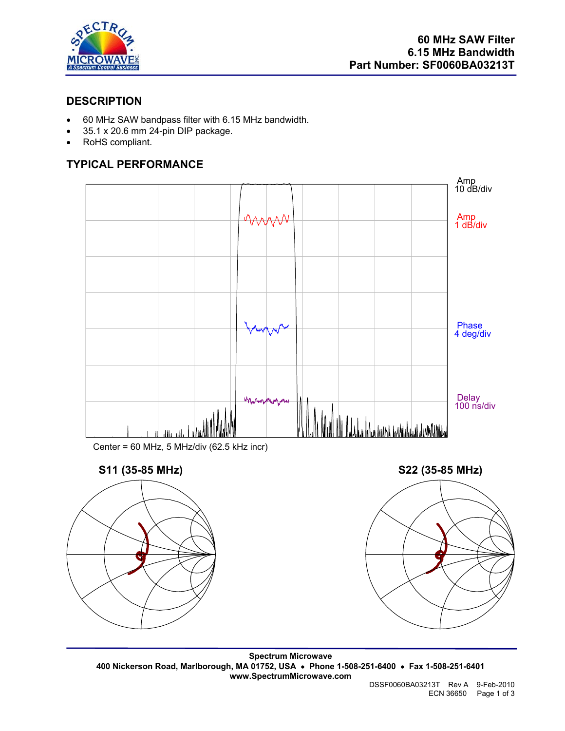# 60 MHz SAW Filter
# 6.15 MHz Bandwidth
# Part Number: SF0060BA03213T

## DESCRIPTION

- 60 MHz SAW bandpass filter with 6.15 MHz bandwidth.
- 35.1 x 20.6 mm 24-pin DIP package.
- RoHS compliant.

## TYPICAL PERFORMANCE

Amp 10 dB/div

Amp 1 dB/div

Phase 4 deg/div

Delay 100 ns/div

Center = 60 MHz, 5 MHz/div (62.5 kHz incr)

**S11 (35-85 MHz)**

**S22 (35-85 MHz)**

**Spectrum Microwave**
**400 Nickerson Road, Marlborough, MA 01752, USA • Phone 1-508-251-6400 • Fax 1-508-251-6401**
**www.SpectrumMicrowave.com**

DSSF0060BA03213T Rev A 9-Feb-2010
ECN 36650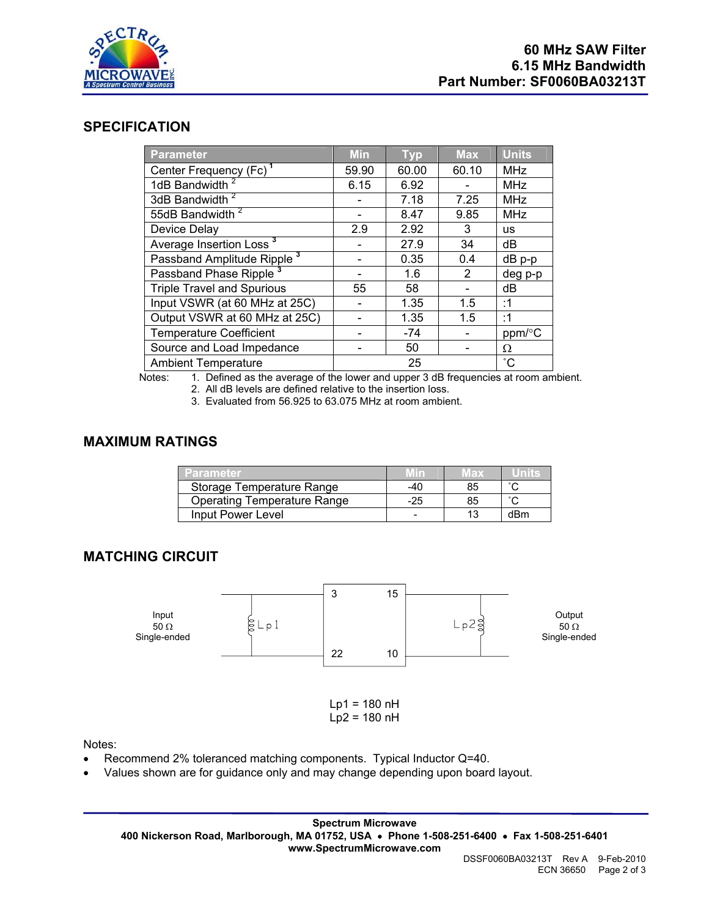# 60 MHz SAW Filter
# 6.15 MHz Bandwidth
# Part Number: SF0060BA03213T

## SPECIFICATION

| Parameter | Min | Typ | Max | Units |
|---|---|---|---|---|
| Center Frequency (Fc) [1] | 59.90 | 60.00 | 60.10 | MHz |
| 1dB Bandwidth [2] | 6.15 | 6.92 | - | MHz |
| 3dB Bandwidth [2] | - | 7.18 | 7.25 | MHz |
| 55dB Bandwidth [2] | - | 8.47 | 9.85 | MHz |
| Device Delay | 2.9 | 2.92 | 3 | us |
| Average Insertion Loss [3] | - | 27.9 | 34 | dB |
| Passband Amplitude Ripple [3] | - | 0.35 | 0.4 | dB p-p |
| Passband Phase Ripple [3] | - | 1.6 | 2 | deg p-p |
| Triple Travel and Spurious | 55 | 58 | - | dB |
| Input VSWR (at 60 MHz at 25C) | - | 1.35 | 1.5 | :1 |
| Output VSWR at 60 MHz at 25C) | - | 1.35 | 1.5 | :1 |
| Temperature Coefficient | - | -74 | - | ppm/°C |
| Source and Load Impedance | - | 50 | - | Ω |
| Ambient Temperature | | 25 | | ˚C |

Notes:
1. Defined as the average of the lower and upper 3 dB frequencies at room ambient.
2. All dB levels are defined relative to the insertion loss.
3. Evaluated from 56.925 to 63.075 MHz at room ambient.

## MAXIMUM RATINGS

| Parameter | Min | Max | Units |
|---|---|---|---|
| Storage Temperature Range | -40 | 85 | ˚C |
| Operating Temperature Range | -25 | 85 | ˚C |
| Input Power Level | - | 13 | dBm |

## MATCHING CIRCUIT

Input 50 Ω Single-ended — Lp1 — [3, 22 | 15, 10] — Lp2 — Output 50 Ω Single-ended

Lp1 = 180 nH
Lp2 = 180 nH

Notes:

- Recommend 2% toleranced matching components. Typical Inductor Q=40.
- Values shown are for guidance only and may change depending upon board layout.

**Spectrum Microwave**
**400 Nickerson Road, Marlborough, MA 01752, USA • Phone 1-508-251-6400 • Fax 1-508-251-6401**
**www.SpectrumMicrowave.com**

DSSF0060BA03213T Rev A 9-Feb-2010
ECN 36650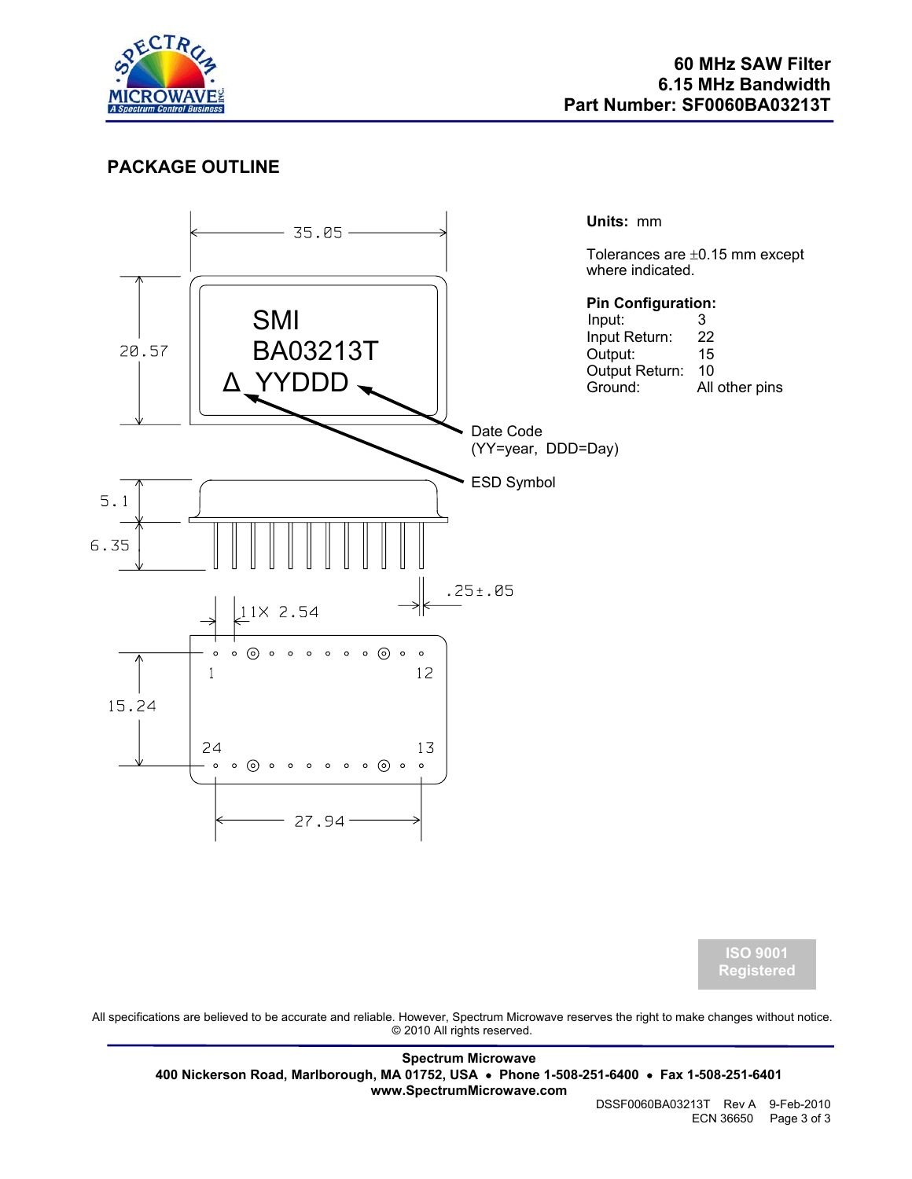**60 MHz SAW Filter**
**6.15 MHz Bandwidth**
**Part Number: SF0060BA03213T**

## PACKAGE OUTLINE

35.05

20.57

SMI
BA03213T
Δ YYDDD

Date Code
(YY=year, DDD=Day)

ESD Symbol

5.1

6.35

.25±.05

11X 2.54

1
12
24
13

15.24

27.94

**Units:** mm

Tolerances are ±0.15 mm except where indicated.

**Pin Configuration:**

| | |
|---|---|
| Input: | 3 |
| Input Return: | 22 |
| Output: | 15 |
| Output Return: | 10 |
| Ground: | All other pins |

ISO 9001
Registered

All specifications are believed to be accurate and reliable. However, Spectrum Microwave reserves the right to make changes without notice.
© 2010 All rights reserved.

**Spectrum Microwave**
**400 Nickerson Road, Marlborough, MA 01752, USA • Phone 1-508-251-6400 • Fax 1-508-251-6401**
**www.SpectrumMicrowave.com**

DSSF0060BA03213T Rev A 9-Feb-2010
ECN 36650